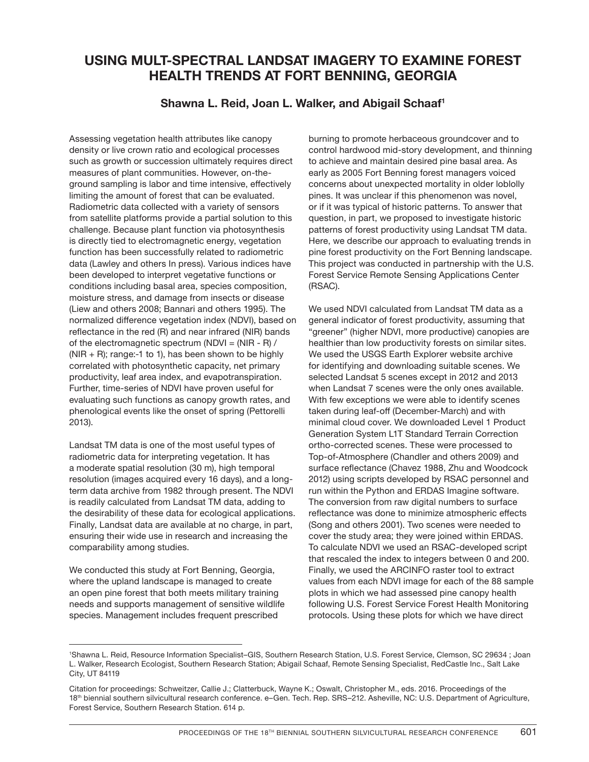# USING MULT-SPECTRAL LANDSAT IMAGERY TO EXAMINE FOREST HEALTH TRENDS AT FORT BENNING, GEORGIA

**Shawna L. Reid, Joan L. Walker, and Abigail Schaaf[1]**

Assessing vegetation health attributes like canopy density or live crown ratio and ecological processes such as growth or succession ultimately requires direct measures of plant communities. However, on-the-ground sampling is labor and time intensive, effectively limiting the amount of forest that can be evaluated. Radiometric data collected with a variety of sensors from satellite platforms provide a partial solution to this challenge. Because plant function via photosynthesis is directly tied to electromagnetic energy, vegetation function has been successfully related to radiometric data (Lawley and others In press). Various indices have been developed to interpret vegetative functions or conditions including basal area, species composition, moisture stress, and damage from insects or disease (Liew and others 2008; Bannari and others 1995). The normalized difference vegetation index (NDVI), based on reflectance in the red (R) and near infrared (NIR) bands of the electromagnetic spectrum (NDVI = (NIR - R) / (NIR + R); range:-1 to 1), has been shown to be highly correlated with photosynthetic capacity, net primary productivity, leaf area index, and evapotranspiration. Further, time-series of NDVI have proven useful for evaluating such functions as canopy growth rates, and phenological events like the onset of spring (Pettorelli 2013).

Landsat TM data is one of the most useful types of radiometric data for interpreting vegetation. It has a moderate spatial resolution (30 m), high temporal resolution (images acquired every 16 days), and a long-term data archive from 1982 through present. The NDVI is readily calculated from Landsat TM data, adding to the desirability of these data for ecological applications. Finally, Landsat data are available at no charge, in part, ensuring their wide use in research and increasing the comparability among studies.

We conducted this study at Fort Benning, Georgia, where the upland landscape is managed to create an open pine forest that both meets military training needs and supports management of sensitive wildlife species. Management includes frequent prescribed burning to promote herbaceous groundcover and to control hardwood mid-story development, and thinning to achieve and maintain desired pine basal area. As early as 2005 Fort Benning forest managers voiced concerns about unexpected mortality in older loblolly pines. It was unclear if this phenomenon was novel, or if it was typical of historic patterns. To answer that question, in part, we proposed to investigate historic patterns of forest productivity using Landsat TM data. Here, we describe our approach to evaluating trends in pine forest productivity on the Fort Benning landscape. This project was conducted in partnership with the U.S. Forest Service Remote Sensing Applications Center (RSAC).

We used NDVI calculated from Landsat TM data as a general indicator of forest productivity, assuming that "greener" (higher NDVI, more productive) canopies are healthier than low productivity forests on similar sites. We used the USGS Earth Explorer website archive for identifying and downloading suitable scenes. We selected Landsat 5 scenes except in 2012 and 2013 when Landsat 7 scenes were the only ones available. With few exceptions we were able to identify scenes taken during leaf-off (December-March) and with minimal cloud cover. We downloaded Level 1 Product Generation System L1T Standard Terrain Correction ortho-corrected scenes. These were processed to Top-of-Atmosphere (Chandler and others 2009) and surface reflectance (Chavez 1988, Zhu and Woodcock 2012) using scripts developed by RSAC personnel and run within the Python and ERDAS Imagine software. The conversion from raw digital numbers to surface reflectance was done to minimize atmospheric effects (Song and others 2001). Two scenes were needed to cover the study area; they were joined within ERDAS. To calculate NDVI we used an RSAC-developed script that rescaled the index to integers between 0 and 200. Finally, we used the ARCINFO raster tool to extract values from each NDVI image for each of the 88 sample plots in which we had assessed pine canopy health following U.S. Forest Service Forest Health Monitoring protocols. Using these plots for which we have direct

---

[1]Shawna L. Reid, Resource Information Specialist–GIS, Southern Research Station, U.S. Forest Service, Clemson, SC 29634 ; Joan L. Walker, Research Ecologist, Southern Research Station; Abigail Schaaf, Remote Sensing Specialist, RedCastle Inc., Salt Lake City, UT 84119

Citation for proceedings: Schweitzer, Callie J.; Clatterbuck, Wayne K.; Oswalt, Christopher M., eds. 2016. Proceedings of the 18th biennial southern silvicultural research conference. e–Gen. Tech. Rep. SRS–212. Asheville, NC: U.S. Department of Agriculture, Forest Service, Southern Research Station. 614 p.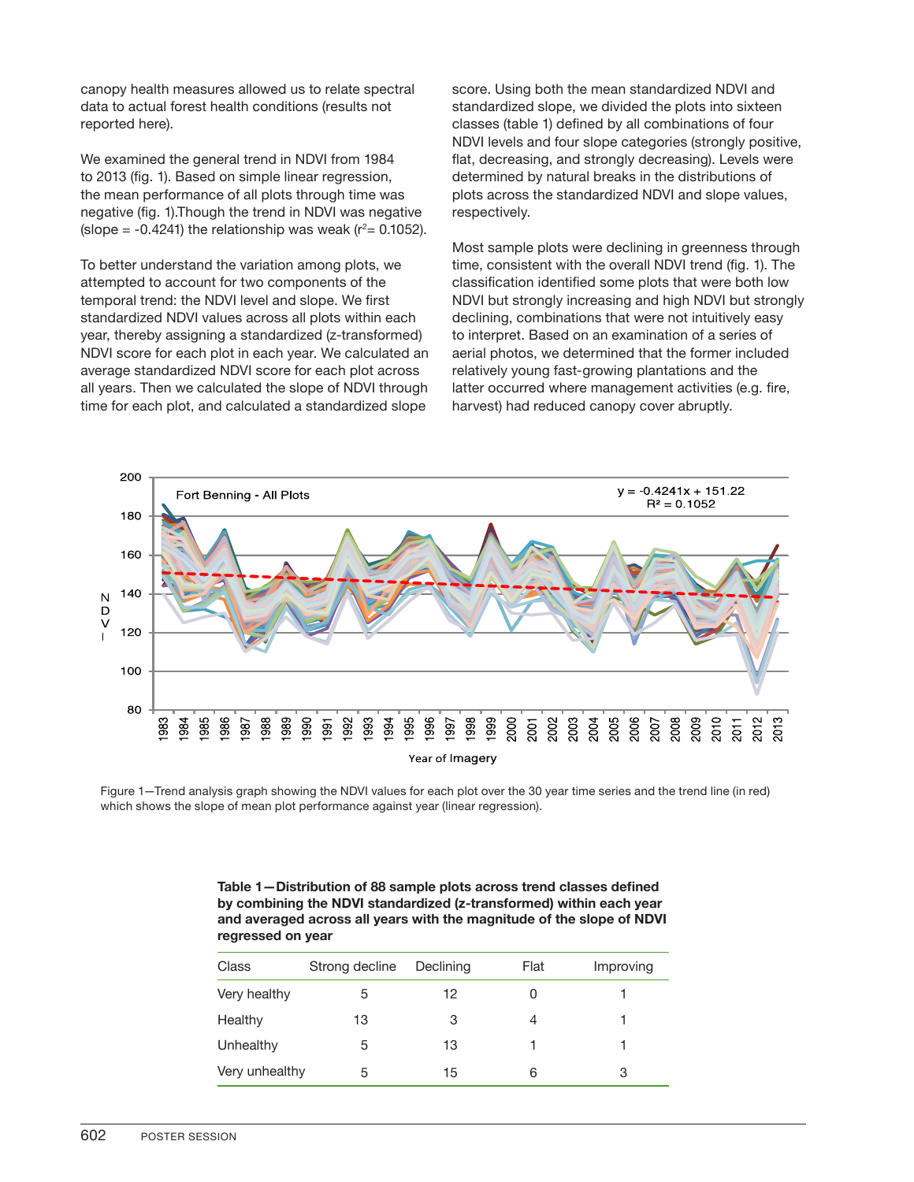canopy health measures allowed us to relate spectral data to actual forest health conditions (results not reported here).

We examined the general trend in NDVI from 1984 to 2013 (fig. 1). Based on simple linear regression, the mean performance of all plots through time was negative (fig. 1).Though the trend in NDVI was negative (slope = -0.4241) the relationship was weak ($r^2$= 0.1052).

To better understand the variation among plots, we attempted to account for two components of the temporal trend: the NDVI level and slope. We first standardized NDVI values across all plots within each year, thereby assigning a standardized (z-transformed) NDVI score for each plot in each year. We calculated an average standardized NDVI score for each plot across all years. Then we calculated the slope of NDVI through time for each plot, and calculated a standardized slope score. Using both the mean standardized NDVI and standardized slope, we divided the plots into sixteen classes (table 1) defined by all combinations of four NDVI levels and four slope categories (strongly positive, flat, decreasing, and strongly decreasing). Levels were determined by natural breaks in the distributions of plots across the standardized NDVI and slope values, respectively.

Most sample plots were declining in greenness through time, consistent with the overall NDVI trend (fig. 1). The classification identified some plots that were both low NDVI but strongly increasing and high NDVI but strongly declining, combinations that were not intuitively easy to interpret. Based on an examination of a series of aerial photos, we determined that the former included relatively young fast-growing plantations and the latter occurred where management activities (e.g. fire, harvest) had reduced canopy cover abruptly.

Figure 1—Trend analysis graph showing the NDVI values for each plot over the 30 year time series and the trend line (in red) which shows the slope of mean plot performance against year (linear regression).

**Table 1—Distribution of 88 sample plots across trend classes defined by combining the NDVI standardized (z-transformed) within each year and averaged across all years with the magnitude of the slope of NDVI regressed on year**

| Class | Strong decline | Declining | Flat | Improving |
|---|---|---|---|---|
| Very healthy | 5 | 12 | 0 | 1 |
| Healthy | 13 | 3 | 4 | 1 |
| Unhealthy | 5 | 13 | 1 | 1 |
| Very unhealthy | 5 | 15 | 6 | 3 |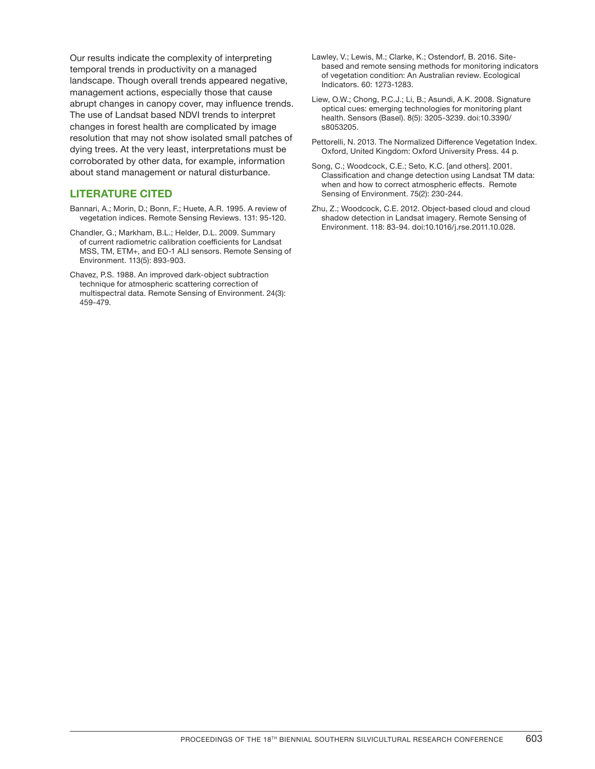Our results indicate the complexity of interpreting temporal trends in productivity on a managed landscape. Though overall trends appeared negative, management actions, especially those that cause abrupt changes in canopy cover, may influence trends. The use of Landsat based NDVI trends to interpret changes in forest health are complicated by image resolution that may not show isolated small patches of dying trees. At the very least, interpretations must be corroborated by other data, for example, information about stand management or natural disturbance.

## LITERATURE CITED

Bannari, A.; Morin, D.; Bonn, F.; Huete, A.R. 1995. A review of vegetation indices. Remote Sensing Reviews. 131: 95-120.

Chandler, G.; Markham, B.L.; Helder, D.L. 2009. Summary of current radiometric calibration coefficients for Landsat MSS, TM, ETM+, and EO-1 ALI sensors. Remote Sensing of Environment. 113(5): 893-903.

Chavez, P.S. 1988. An improved dark-object subtraction technique for atmospheric scattering correction of multispectral data. Remote Sensing of Environment. 24(3): 459-479.

Lawley, V.; Lewis, M.; Clarke, K.; Ostendorf, B. 2016. Site-based and remote sensing methods for monitoring indicators of vegetation condition: An Australian review. Ecological Indicators. 60: 1273-1283.

Liew, O.W.; Chong, P.C.J.; Li, B.; Asundi, A.K. 2008. Signature optical cues: emerging technologies for monitoring plant health. Sensors (Basel). 8(5): 3205-3239. doi:10.3390/s8053205.

Pettorelli, N. 2013. The Normalized Difference Vegetation Index. Oxford, United Kingdom: Oxford University Press. 44 p.

Song, C.; Woodcock, C.E.; Seto, K.C. [and others]. 2001. Classification and change detection using Landsat TM data: when and how to correct atmospheric effects. Remote Sensing of Environment. 75(2): 230-244.

Zhu, Z.; Woodcock, C.E. 2012. Object-based cloud and cloud shadow detection in Landsat imagery. Remote Sensing of Environment. 118: 83-94. doi:10.1016/j.rse.2011.10.028.